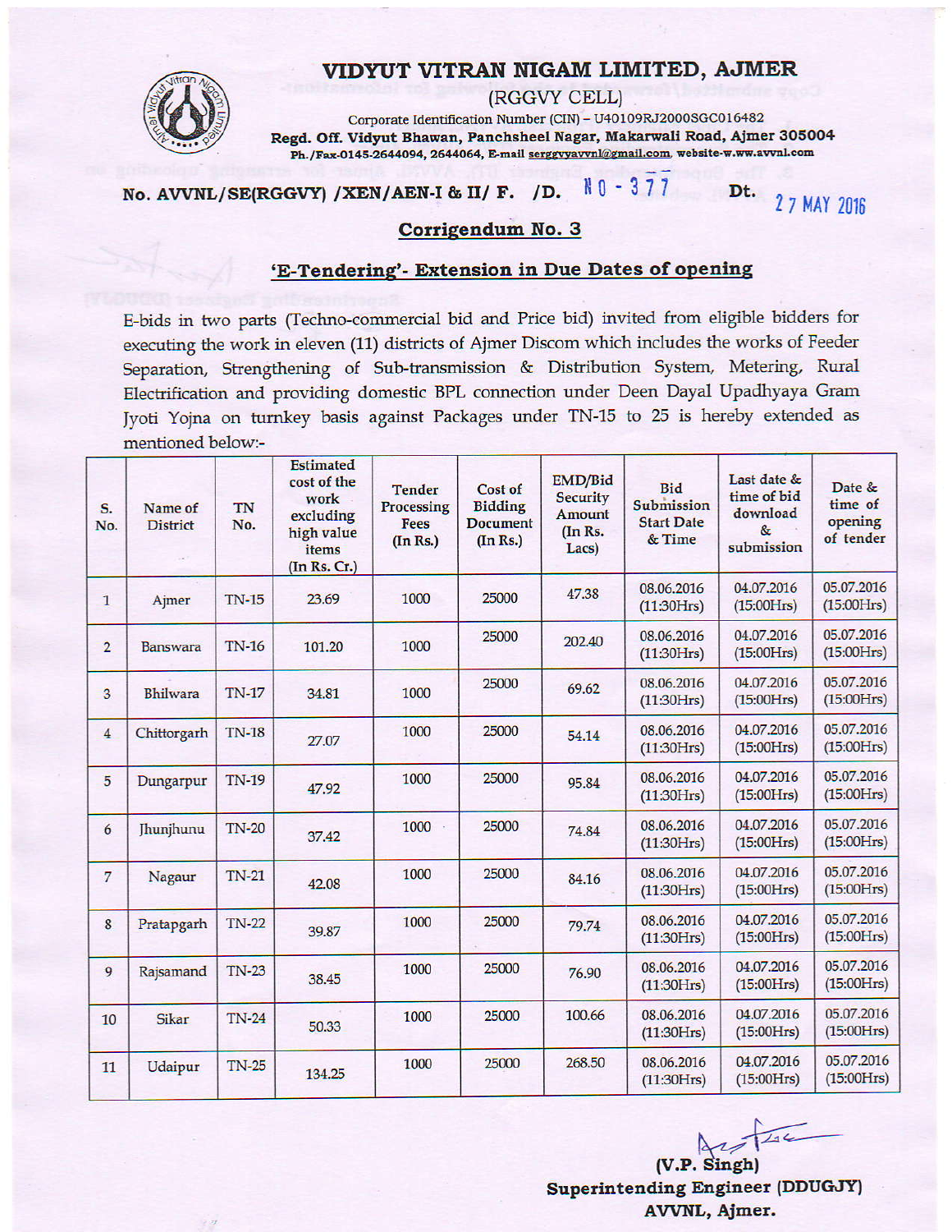# VIDYUT VITRAN NIGAM LIMITED, AJMER

(RGGVY CELL)

Corporate Identification Number (CIN) – U40109RJ2000SGC016482

**Regd. Off. Vidyut Bhawan, Panchsheel Nagar, Makarwali Road, Ajmer 305004**

Ph./Fax-0145-2644094, 2644064, E-mail serggvyavvnl@gmail.com, website-w.ww.avvnl.com

**No. AVVNL/SE(RGGVY) /XEN/AEN-I & II/ F. /D.** NO - 377 **Dt.** 27 MAY 2016

## Corrigendum No. 3

### 'E-Tendering'- Extension in Due Dates of opening

E-bids in two parts (Techno-commercial bid and Price bid) invited from eligible bidders for executing the work in eleven (11) districts of Ajmer Discom which includes the works of Feeder Separation, Strengthening of Sub-transmission & Distribution System, Metering, Rural Electrification and providing domestic BPL connection under Deen Dayal Upadhyaya Gram Jyoti Yojna on turnkey basis against Packages under TN-15 to 25 is hereby extended as mentioned below:-

| S. No. | Name of District | TN No. | Estimated cost of the work excluding high value items (In Rs. Cr.) | Tender Processing Fees (In Rs.) | Cost of Bidding Document (In Rs.) | EMD/Bid Security Amount (In Rs. Lacs) | Bid Submission Start Date & Time | Last date & time of bid download & submission | Date & time of opening of tender |
|---|---|---|---|---|---|---|---|---|---|
| 1 | Ajmer | TN-15 | 23.69 | 1000 | 25000 | 47.38 | 08.06.2016 (11:30Hrs) | 04.07.2016 (15:00Hrs) | 05.07.2016 (15:00Hrs) |
| 2 | Banswara | TN-16 | 101.20 | 1000 | 25000 | 202.40 | 08.06.2016 (11:30Hrs) | 04.07.2016 (15:00Hrs) | 05.07.2016 (15:00Hrs) |
| 3 | Bhilwara | TN-17 | 34.81 | 1000 | 25000 | 69.62 | 08.06.2016 (11:30Hrs) | 04.07.2016 (15:00Hrs) | 05.07.2016 (15:00Hrs) |
| 4 | Chittorgarh | TN-18 | 27.07 | 1000 | 25000 | 54.14 | 08.06.2016 (11:30Hrs) | 04.07.2016 (15:00Hrs) | 05.07.2016 (15:00Hrs) |
| 5 | Dungarpur | TN-19 | 47.92 | 1000 | 25000 | 95.84 | 08.06.2016 (11:30Hrs) | 04.07.2016 (15:00Hrs) | 05.07.2016 (15:00Hrs) |
| 6 | Jhunjhunu | TN-20 | 37.42 | 1000 | 25000 | 74.84 | 08.06.2016 (11:30Hrs) | 04.07.2016 (15:00Hrs) | 05.07.2016 (15:00Hrs) |
| 7 | Nagaur | TN-21 | 42.08 | 1000 | 25000 | 84.16 | 08.06.2016 (11:30Hrs) | 04.07.2016 (15:00Hrs) | 05.07.2016 (15:00Hrs) |
| 8 | Pratapgarh | TN-22 | 39.87 | 1000 | 25000 | 79.74 | 08.06.2016 (11:30Hrs) | 04.07.2016 (15:00Hrs) | 05.07.2016 (15:00Hrs) |
| 9 | Rajsamand | TN-23 | 38.45 | 1000 | 25000 | 76.90 | 08.06.2016 (11:30Hrs) | 04.07.2016 (15:00Hrs) | 05.07.2016 (15:00Hrs) |
| 10 | Sikar | TN-24 | 50.33 | 1000 | 25000 | 100.66 | 08.06.2016 (11:30Hrs) | 04.07.2016 (15:00Hrs) | 05.07.2016 (15:00Hrs) |
| 11 | Udaipur | TN-25 | 134.25 | 1000 | 25000 | 268.50 | 08.06.2016 (11:30Hrs) | 04.07.2016 (15:00Hrs) | 05.07.2016 (15:00Hrs) |

**(V.P. Singh)**
**Superintending Engineer (DDUGJY)**
**AVVNL, Ajmer.**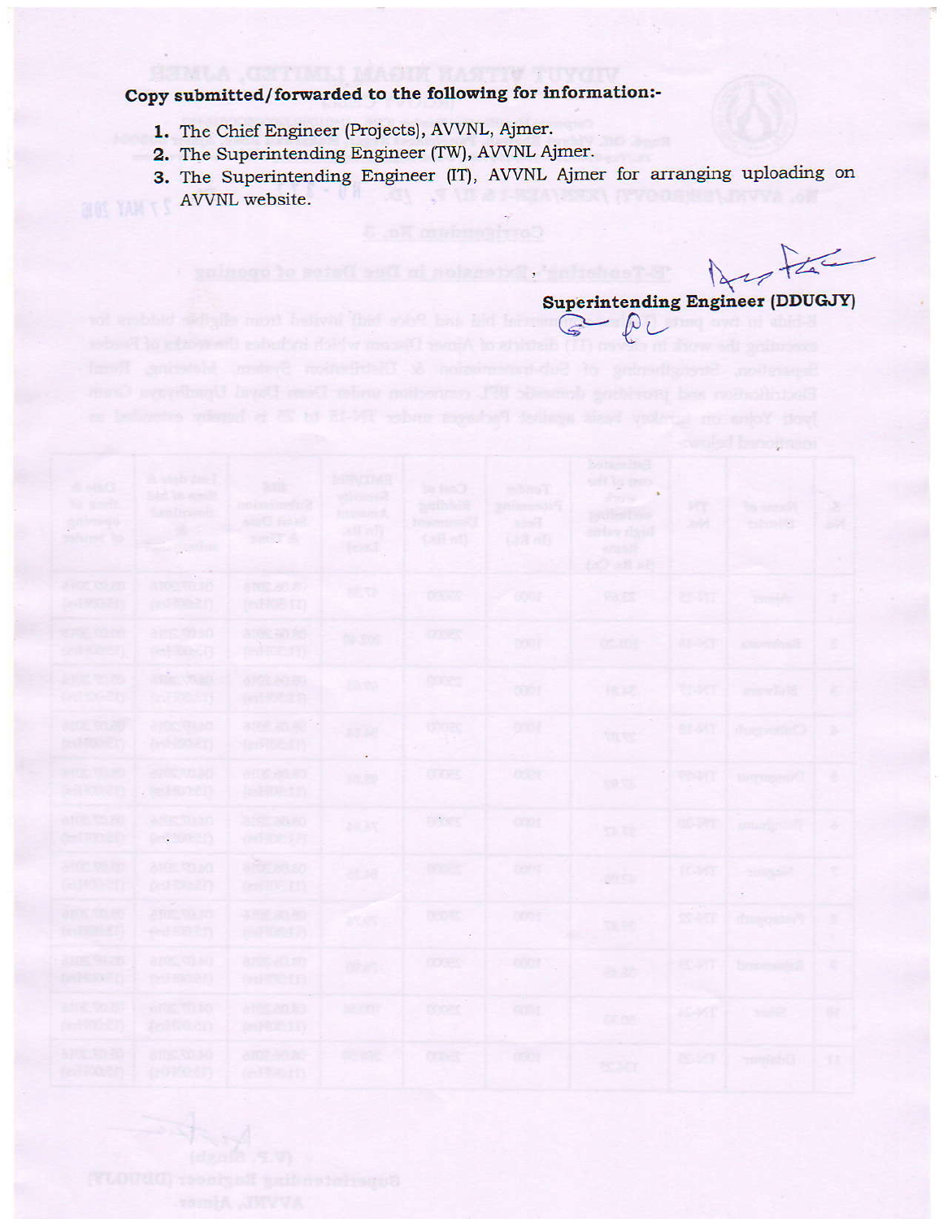**Copy submitted/forwarded to the following for information:-**

1. The Chief Engineer (Projects), AVVNL, Ajmer.
2. The Superintending Engineer (TW), AVVNL Ajmer.
3. The Superintending Engineer (IT), AVVNL Ajmer for arranging uploading on AVVNL website.

**Superintending Engineer (DDUGJY)**